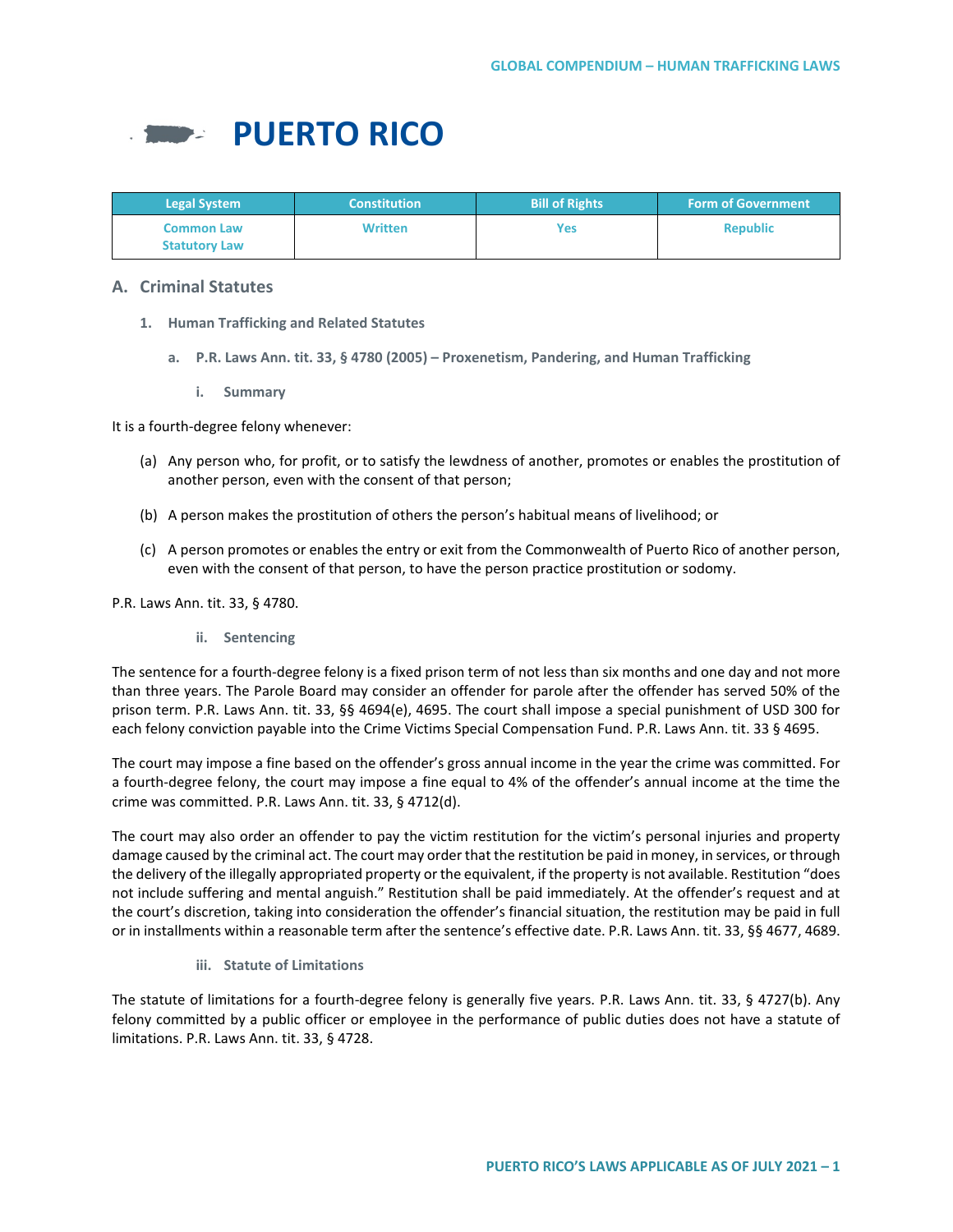# PUERTO RICO

| Legal System | Constitution | Bill of Rights | Form of Government |
| --- | --- | --- | --- |
| Common Law<br>Statutory Law | Written | Yes | Republic |

## A. Criminal Statutes

### 1. Human Trafficking and Related Statutes

#### a. P.R. Laws Ann. tit. 33, § 4780 (2005) – Proxenetism, Pandering, and Human Trafficking

##### i. Summary

It is a fourth-degree felony whenever:

(a) Any person who, for profit, or to satisfy the lewdness of another, promotes or enables the prostitution of another person, even with the consent of that person;

(b) A person makes the prostitution of others the person's habitual means of livelihood; or

(c) A person promotes or enables the entry or exit from the Commonwealth of Puerto Rico of another person, even with the consent of that person, to have the person practice prostitution or sodomy.

P.R. Laws Ann. tit. 33, § 4780.

##### ii. Sentencing

The sentence for a fourth-degree felony is a fixed prison term of not less than six months and one day and not more than three years. The Parole Board may consider an offender for parole after the offender has served 50% of the prison term. P.R. Laws Ann. tit. 33, §§ 4694(e), 4695. The court shall impose a special punishment of USD 300 for each felony conviction payable into the Crime Victims Special Compensation Fund. P.R. Laws Ann. tit. 33 § 4695.

The court may impose a fine based on the offender's gross annual income in the year the crime was committed. For a fourth-degree felony, the court may impose a fine equal to 4% of the offender's annual income at the time the crime was committed. P.R. Laws Ann. tit. 33, § 4712(d).

The court may also order an offender to pay the victim restitution for the victim's personal injuries and property damage caused by the criminal act. The court may order that the restitution be paid in money, in services, or through the delivery of the illegally appropriated property or the equivalent, if the property is not available. Restitution "does not include suffering and mental anguish." Restitution shall be paid immediately. At the offender's request and at the court's discretion, taking into consideration the offender's financial situation, the restitution may be paid in full or in installments within a reasonable term after the sentence's effective date. P.R. Laws Ann. tit. 33, §§ 4677, 4689.

##### iii. Statute of Limitations

The statute of limitations for a fourth-degree felony is generally five years. P.R. Laws Ann. tit. 33, § 4727(b). Any felony committed by a public officer or employee in the performance of public duties does not have a statute of limitations. P.R. Laws Ann. tit. 33, § 4728.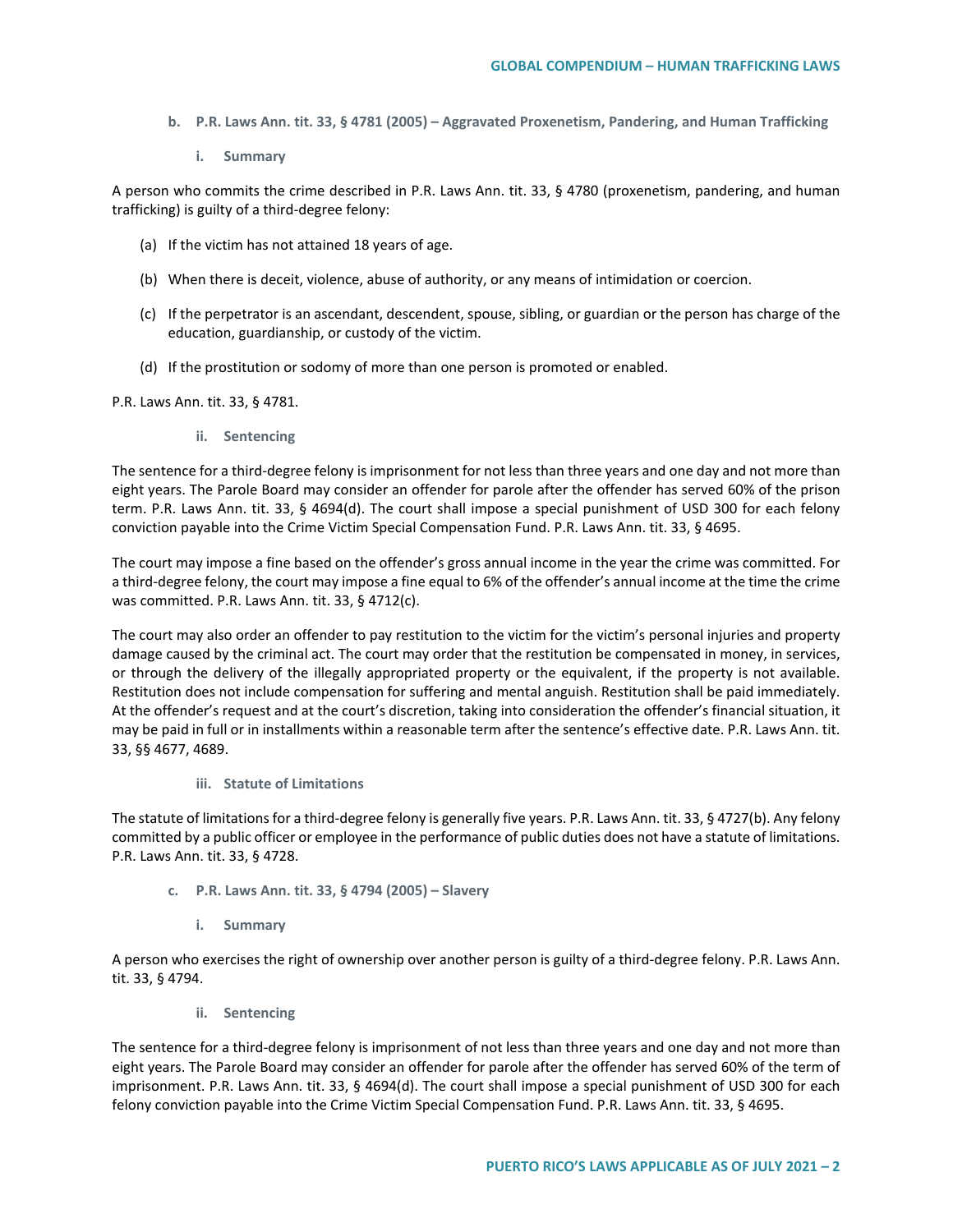### b. P.R. Laws Ann. tit. 33, § 4781 (2005) – Aggravated Proxenetism, Pandering, and Human Trafficking

#### i. Summary

A person who commits the crime described in P.R. Laws Ann. tit. 33, § 4780 (proxenetism, pandering, and human trafficking) is guilty of a third-degree felony:

(a) If the victim has not attained 18 years of age.

(b) When there is deceit, violence, abuse of authority, or any means of intimidation or coercion.

(c) If the perpetrator is an ascendant, descendent, spouse, sibling, or guardian or the person has charge of the education, guardianship, or custody of the victim.

(d) If the prostitution or sodomy of more than one person is promoted or enabled.

P.R. Laws Ann. tit. 33, § 4781.

#### ii. Sentencing

The sentence for a third-degree felony is imprisonment for not less than three years and one day and not more than eight years. The Parole Board may consider an offender for parole after the offender has served 60% of the prison term. P.R. Laws Ann. tit. 33, § 4694(d). The court shall impose a special punishment of USD 300 for each felony conviction payable into the Crime Victim Special Compensation Fund. P.R. Laws Ann. tit. 33, § 4695.

The court may impose a fine based on the offender's gross annual income in the year the crime was committed. For a third-degree felony, the court may impose a fine equal to 6% of the offender's annual income at the time the crime was committed. P.R. Laws Ann. tit. 33, § 4712(c).

The court may also order an offender to pay restitution to the victim for the victim's personal injuries and property damage caused by the criminal act. The court may order that the restitution be compensated in money, in services, or through the delivery of the illegally appropriated property or the equivalent, if the property is not available. Restitution does not include compensation for suffering and mental anguish. Restitution shall be paid immediately. At the offender's request and at the court's discretion, taking into consideration the offender's financial situation, it may be paid in full or in installments within a reasonable term after the sentence's effective date. P.R. Laws Ann. tit. 33, §§ 4677, 4689.

#### iii. Statute of Limitations

The statute of limitations for a third-degree felony is generally five years. P.R. Laws Ann. tit. 33, § 4727(b). Any felony committed by a public officer or employee in the performance of public duties does not have a statute of limitations. P.R. Laws Ann. tit. 33, § 4728.

### c. P.R. Laws Ann. tit. 33, § 4794 (2005) – Slavery

#### i. Summary

A person who exercises the right of ownership over another person is guilty of a third-degree felony. P.R. Laws Ann. tit. 33, § 4794.

#### ii. Sentencing

The sentence for a third-degree felony is imprisonment of not less than three years and one day and not more than eight years. The Parole Board may consider an offender for parole after the offender has served 60% of the term of imprisonment. P.R. Laws Ann. tit. 33, § 4694(d). The court shall impose a special punishment of USD 300 for each felony conviction payable into the Crime Victim Special Compensation Fund. P.R. Laws Ann. tit. 33, § 4695.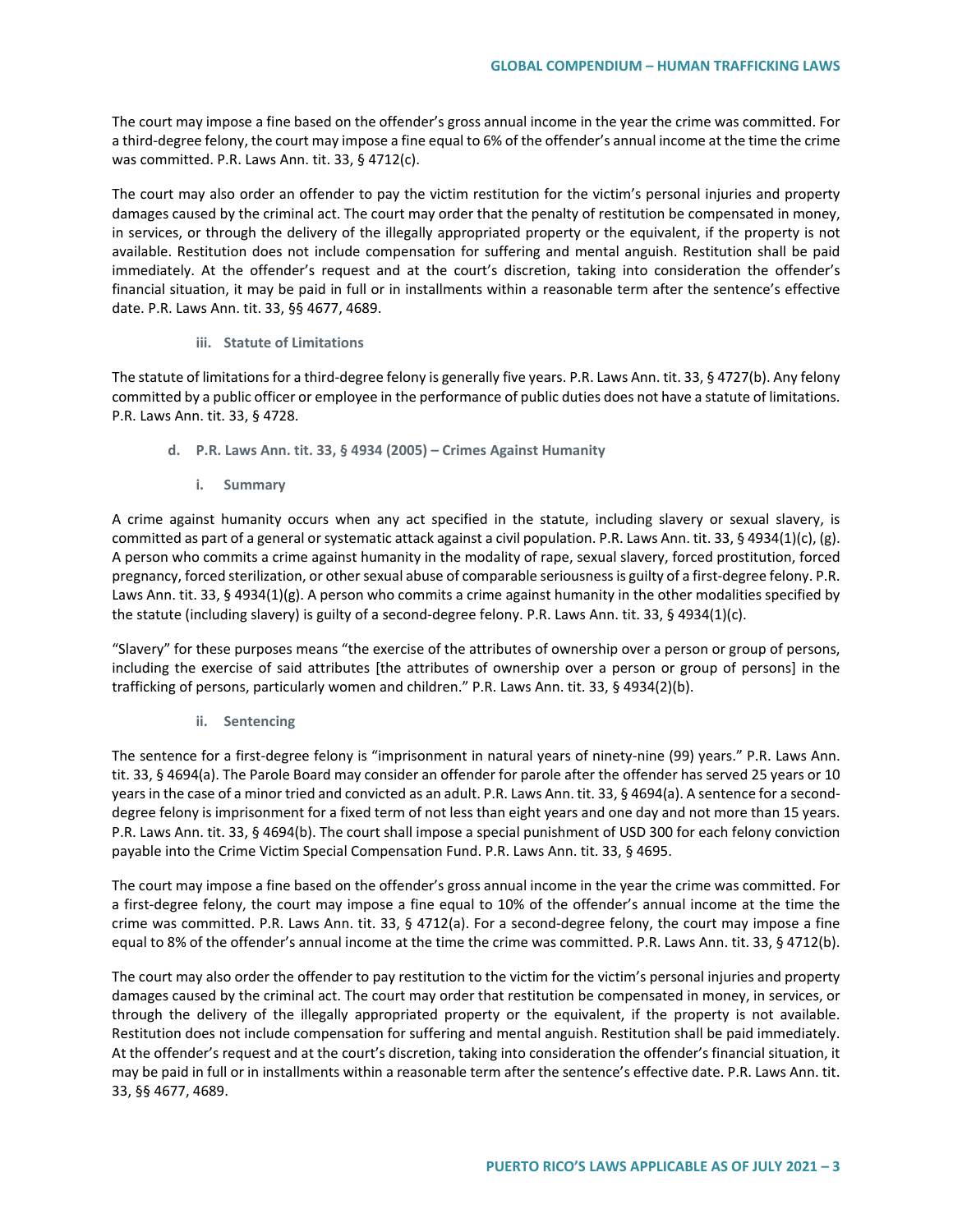The court may impose a fine based on the offender's gross annual income in the year the crime was committed. For a third-degree felony, the court may impose a fine equal to 6% of the offender's annual income at the time the crime was committed. P.R. Laws Ann. tit. 33, § 4712(c).

The court may also order an offender to pay the victim restitution for the victim's personal injuries and property damages caused by the criminal act. The court may order that the penalty of restitution be compensated in money, in services, or through the delivery of the illegally appropriated property or the equivalent, if the property is not available. Restitution does not include compensation for suffering and mental anguish. Restitution shall be paid immediately. At the offender's request and at the court's discretion, taking into consideration the offender's financial situation, it may be paid in full or in installments within a reasonable term after the sentence's effective date. P.R. Laws Ann. tit. 33, §§ 4677, 4689.

#### iii. Statute of Limitations

The statute of limitations for a third-degree felony is generally five years. P.R. Laws Ann. tit. 33, § 4727(b). Any felony committed by a public officer or employee in the performance of public duties does not have a statute of limitations. P.R. Laws Ann. tit. 33, § 4728.

### d. P.R. Laws Ann. tit. 33, § 4934 (2005) – Crimes Against Humanity

#### i. Summary

A crime against humanity occurs when any act specified in the statute, including slavery or sexual slavery, is committed as part of a general or systematic attack against a civil population. P.R. Laws Ann. tit. 33, § 4934(1)(c), (g). A person who commits a crime against humanity in the modality of rape, sexual slavery, forced prostitution, forced pregnancy, forced sterilization, or other sexual abuse of comparable seriousness is guilty of a first-degree felony. P.R. Laws Ann. tit. 33, § 4934(1)(g). A person who commits a crime against humanity in the other modalities specified by the statute (including slavery) is guilty of a second-degree felony. P.R. Laws Ann. tit. 33, § 4934(1)(c).

"Slavery" for these purposes means "the exercise of the attributes of ownership over a person or group of persons, including the exercise of said attributes [the attributes of ownership over a person or group of persons] in the trafficking of persons, particularly women and children." P.R. Laws Ann. tit. 33, § 4934(2)(b).

#### ii. Sentencing

The sentence for a first-degree felony is "imprisonment in natural years of ninety-nine (99) years." P.R. Laws Ann. tit. 33, § 4694(a). The Parole Board may consider an offender for parole after the offender has served 25 years or 10 years in the case of a minor tried and convicted as an adult. P.R. Laws Ann. tit. 33, § 4694(a). A sentence for a second-degree felony is imprisonment for a fixed term of not less than eight years and one day and not more than 15 years. P.R. Laws Ann. tit. 33, § 4694(b). The court shall impose a special punishment of USD 300 for each felony conviction payable into the Crime Victim Special Compensation Fund. P.R. Laws Ann. tit. 33, § 4695.

The court may impose a fine based on the offender's gross annual income in the year the crime was committed. For a first-degree felony, the court may impose a fine equal to 10% of the offender's annual income at the time the crime was committed. P.R. Laws Ann. tit. 33, § 4712(a). For a second-degree felony, the court may impose a fine equal to 8% of the offender's annual income at the time the crime was committed. P.R. Laws Ann. tit. 33, § 4712(b).

The court may also order the offender to pay restitution to the victim for the victim's personal injuries and property damages caused by the criminal act. The court may order that restitution be compensated in money, in services, or through the delivery of the illegally appropriated property or the equivalent, if the property is not available. Restitution does not include compensation for suffering and mental anguish. Restitution shall be paid immediately. At the offender's request and at the court's discretion, taking into consideration the offender's financial situation, it may be paid in full or in installments within a reasonable term after the sentence's effective date. P.R. Laws Ann. tit. 33, §§ 4677, 4689.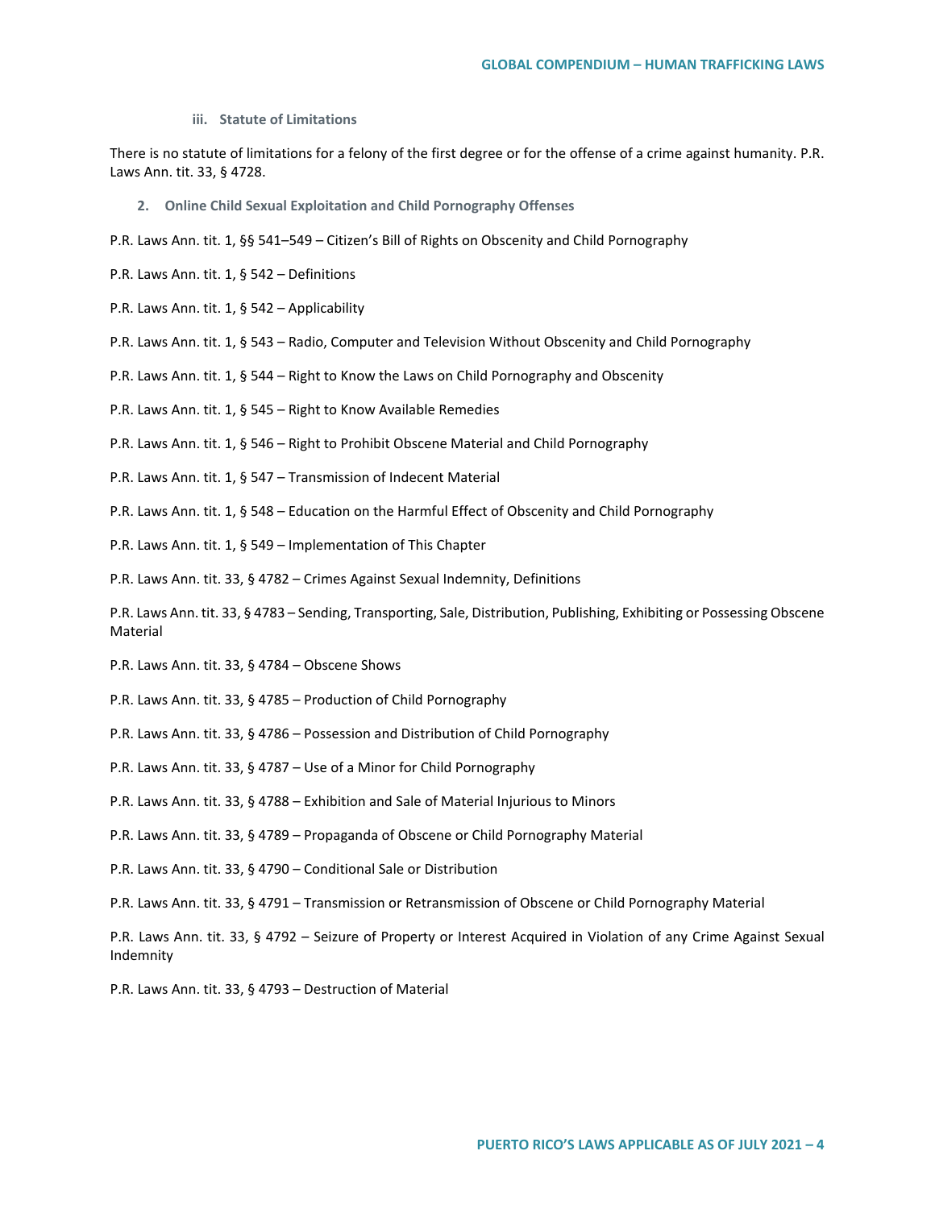#### iii. Statute of Limitations

There is no statute of limitations for a felony of the first degree or for the offense of a crime against humanity. P.R. Laws Ann. tit. 33, § 4728.

### 2. Online Child Sexual Exploitation and Child Pornography Offenses

P.R. Laws Ann. tit. 1, §§ 541–549 – Citizen's Bill of Rights on Obscenity and Child Pornography

P.R. Laws Ann. tit. 1, § 542 – Definitions

P.R. Laws Ann. tit. 1, § 542 – Applicability

P.R. Laws Ann. tit. 1, § 543 – Radio, Computer and Television Without Obscenity and Child Pornography

P.R. Laws Ann. tit. 1, § 544 – Right to Know the Laws on Child Pornography and Obscenity

P.R. Laws Ann. tit. 1, § 545 – Right to Know Available Remedies

P.R. Laws Ann. tit. 1, § 546 – Right to Prohibit Obscene Material and Child Pornography

P.R. Laws Ann. tit. 1, § 547 – Transmission of Indecent Material

P.R. Laws Ann. tit. 1, § 548 – Education on the Harmful Effect of Obscenity and Child Pornography

P.R. Laws Ann. tit. 1, § 549 – Implementation of This Chapter

P.R. Laws Ann. tit. 33, § 4782 – Crimes Against Sexual Indemnity, Definitions

P.R. Laws Ann. tit. 33, § 4783 – Sending, Transporting, Sale, Distribution, Publishing, Exhibiting or Possessing Obscene Material

P.R. Laws Ann. tit. 33, § 4784 – Obscene Shows

P.R. Laws Ann. tit. 33, § 4785 – Production of Child Pornography

P.R. Laws Ann. tit. 33, § 4786 – Possession and Distribution of Child Pornography

P.R. Laws Ann. tit. 33, § 4787 – Use of a Minor for Child Pornography

P.R. Laws Ann. tit. 33, § 4788 – Exhibition and Sale of Material Injurious to Minors

P.R. Laws Ann. tit. 33, § 4789 – Propaganda of Obscene or Child Pornography Material

P.R. Laws Ann. tit. 33, § 4790 – Conditional Sale or Distribution

P.R. Laws Ann. tit. 33, § 4791 – Transmission or Retransmission of Obscene or Child Pornography Material

P.R. Laws Ann. tit. 33, § 4792 – Seizure of Property or Interest Acquired in Violation of any Crime Against Sexual Indemnity

P.R. Laws Ann. tit. 33, § 4793 – Destruction of Material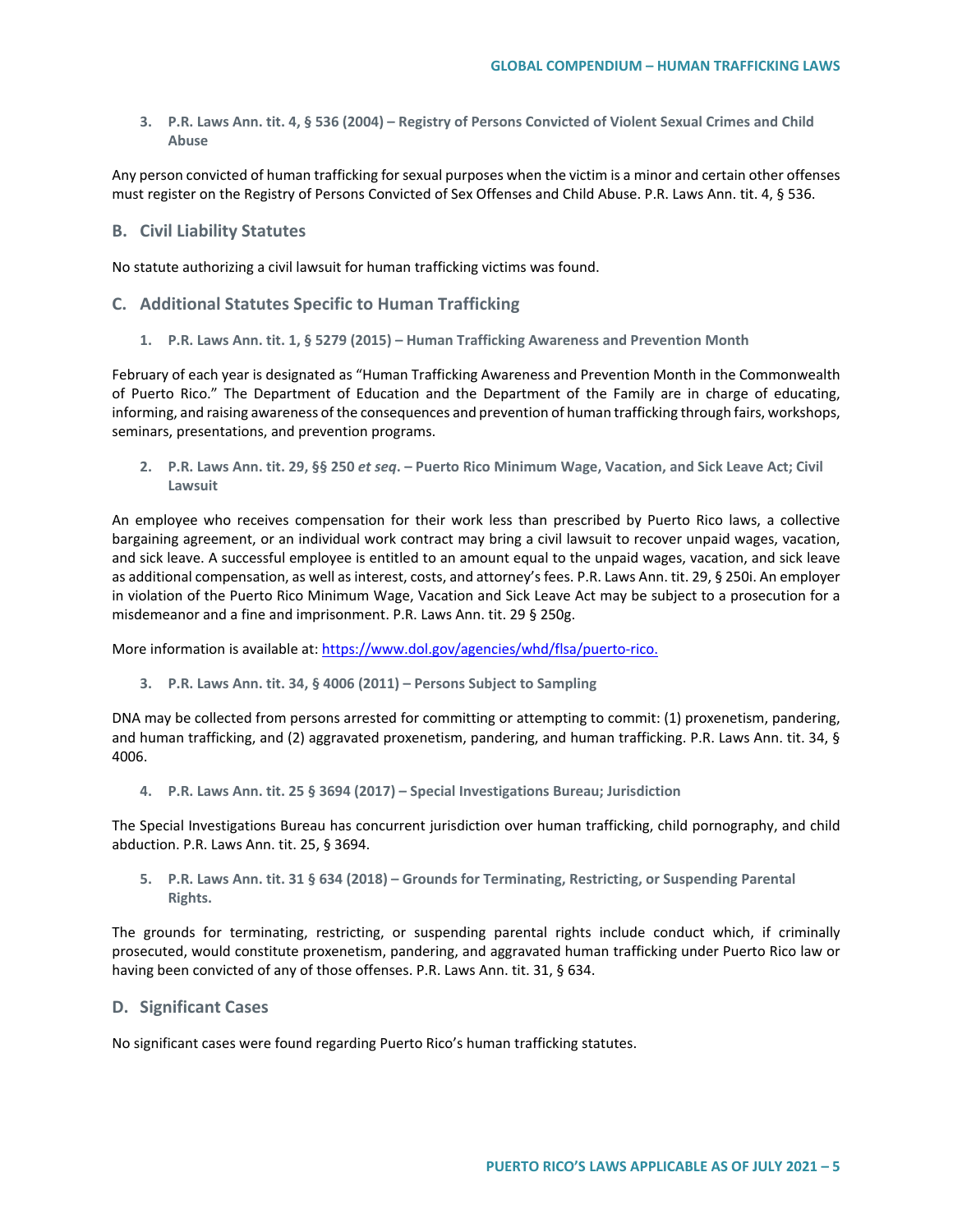**3. P.R. Laws Ann. tit. 4, § 536 (2004) – Registry of Persons Convicted of Violent Sexual Crimes and Child Abuse**

Any person convicted of human trafficking for sexual purposes when the victim is a minor and certain other offenses must register on the Registry of Persons Convicted of Sex Offenses and Child Abuse. P.R. Laws Ann. tit. 4, § 536.

## B. Civil Liability Statutes

No statute authorizing a civil lawsuit for human trafficking victims was found.

## C. Additional Statutes Specific to Human Trafficking

**1. P.R. Laws Ann. tit. 1, § 5279 (2015) – Human Trafficking Awareness and Prevention Month**

February of each year is designated as "Human Trafficking Awareness and Prevention Month in the Commonwealth of Puerto Rico." The Department of Education and the Department of the Family are in charge of educating, informing, and raising awareness of the consequences and prevention of human trafficking through fairs, workshops, seminars, presentations, and prevention programs.

**2. P.R. Laws Ann. tit. 29, §§ 250 *et seq*. – Puerto Rico Minimum Wage, Vacation, and Sick Leave Act; Civil Lawsuit**

An employee who receives compensation for their work less than prescribed by Puerto Rico laws, a collective bargaining agreement, or an individual work contract may bring a civil lawsuit to recover unpaid wages, vacation, and sick leave. A successful employee is entitled to an amount equal to the unpaid wages, vacation, and sick leave as additional compensation, as well as interest, costs, and attorney's fees. P.R. Laws Ann. tit. 29, § 250i. An employer in violation of the Puerto Rico Minimum Wage, Vacation and Sick Leave Act may be subject to a prosecution for a misdemeanor and a fine and imprisonment. P.R. Laws Ann. tit. 29 § 250g.

More information is available at: https://www.dol.gov/agencies/whd/flsa/puerto-rico.

**3. P.R. Laws Ann. tit. 34, § 4006 (2011) – Persons Subject to Sampling**

DNA may be collected from persons arrested for committing or attempting to commit: (1) proxenetism, pandering, and human trafficking, and (2) aggravated proxenetism, pandering, and human trafficking. P.R. Laws Ann. tit. 34, § 4006.

**4. P.R. Laws Ann. tit. 25 § 3694 (2017) – Special Investigations Bureau; Jurisdiction**

The Special Investigations Bureau has concurrent jurisdiction over human trafficking, child pornography, and child abduction. P.R. Laws Ann. tit. 25, § 3694.

**5. P.R. Laws Ann. tit. 31 § 634 (2018) – Grounds for Terminating, Restricting, or Suspending Parental Rights.**

The grounds for terminating, restricting, or suspending parental rights include conduct which, if criminally prosecuted, would constitute proxenetism, pandering, and aggravated human trafficking under Puerto Rico law or having been convicted of any of those offenses. P.R. Laws Ann. tit. 31, § 634.

## D. Significant Cases

No significant cases were found regarding Puerto Rico's human trafficking statutes.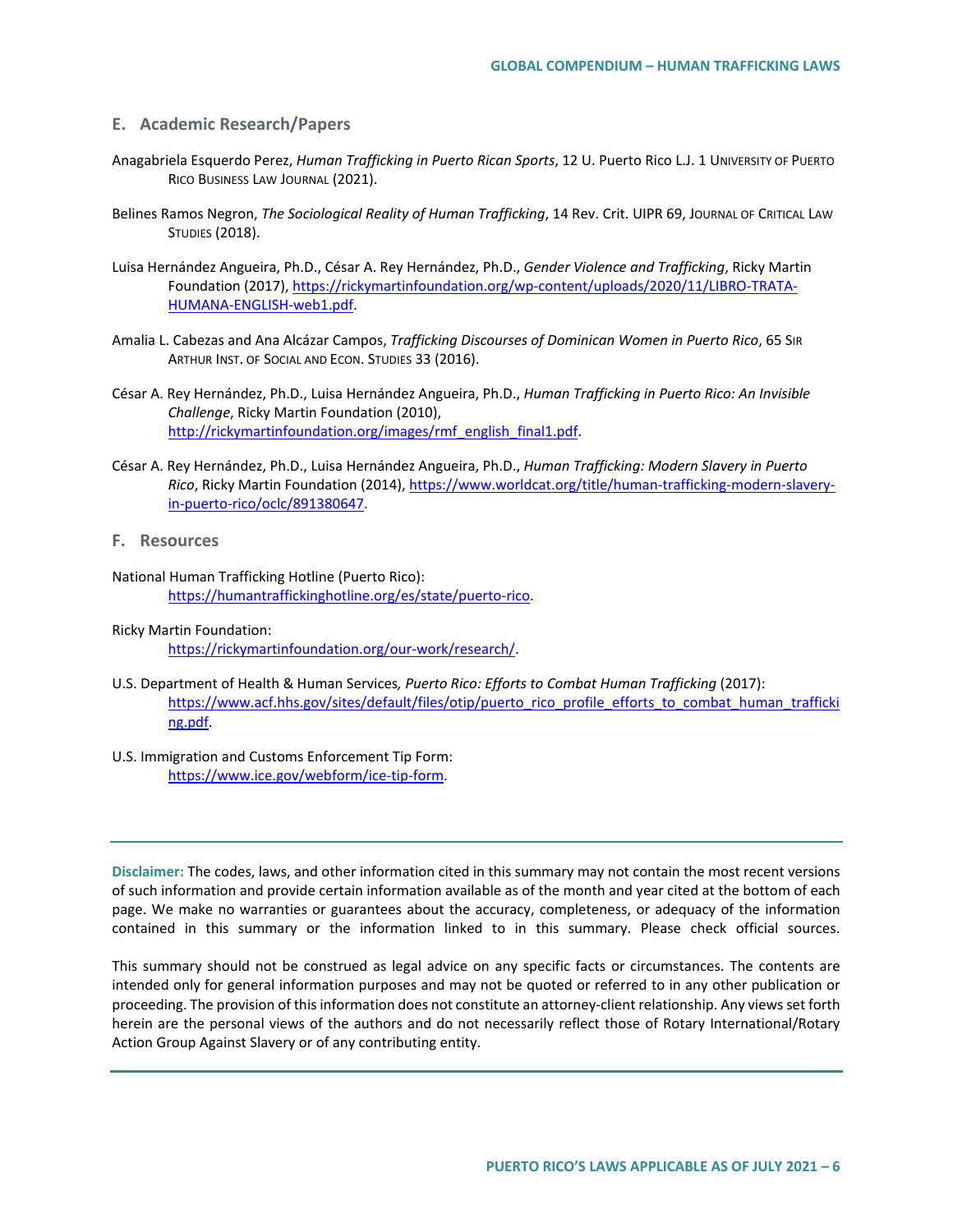## E. Academic Research/Papers

Anagabriela Esquerdo Perez, *Human Trafficking in Puerto Rican Sports*, 12 U. Puerto Rico L.J. 1 University of Puerto Rico Business Law Journal (2021).

Belines Ramos Negron, *The Sociological Reality of Human Trafficking*, 14 Rev. Crit. UIPR 69, Journal of Critical Law Studies (2018).

Luisa Hernández Angueira, Ph.D., César A. Rey Hernández, Ph.D., *Gender Violence and Trafficking*, Ricky Martin Foundation (2017), https://rickymartinfoundation.org/wp-content/uploads/2020/11/LIBRO-TRATA-HUMANA-ENGLISH-web1.pdf.

Amalia L. Cabezas and Ana Alcázar Campos, *Trafficking Discourses of Dominican Women in Puerto Rico*, 65 Sir Arthur Inst. of Social and Econ. Studies 33 (2016).

César A. Rey Hernández, Ph.D., Luisa Hernández Angueira, Ph.D., *Human Trafficking in Puerto Rico: An Invisible Challenge*, Ricky Martin Foundation (2010), http://rickymartinfoundation.org/images/rmf_english_final1.pdf.

César A. Rey Hernández, Ph.D., Luisa Hernández Angueira, Ph.D., *Human Trafficking: Modern Slavery in Puerto Rico*, Ricky Martin Foundation (2014), https://www.worldcat.org/title/human-trafficking-modern-slavery-in-puerto-rico/oclc/891380647.

## F. Resources

National Human Trafficking Hotline (Puerto Rico):
https://humantraffickinghotline.org/es/state/puerto-rico.

Ricky Martin Foundation:
https://rickymartinfoundation.org/our-work/research/.

U.S. Department of Health & Human Services*, Puerto Rico: Efforts to Combat Human Trafficking* (2017):
https://www.acf.hhs.gov/sites/default/files/otip/puerto_rico_profile_efforts_to_combat_human_trafficking.pdf.

U.S. Immigration and Customs Enforcement Tip Form:
https://www.ice.gov/webform/ice-tip-form.

---

**Disclaimer:** The codes, laws, and other information cited in this summary may not contain the most recent versions of such information and provide certain information available as of the month and year cited at the bottom of each page. We make no warranties or guarantees about the accuracy, completeness, or adequacy of the information contained in this summary or the information linked to in this summary. Please check official sources.

This summary should not be construed as legal advice on any specific facts or circumstances. The contents are intended only for general information purposes and may not be quoted or referred to in any other publication or proceeding. The provision of this information does not constitute an attorney-client relationship. Any views set forth herein are the personal views of the authors and do not necessarily reflect those of Rotary International/Rotary Action Group Against Slavery or of any contributing entity.

---